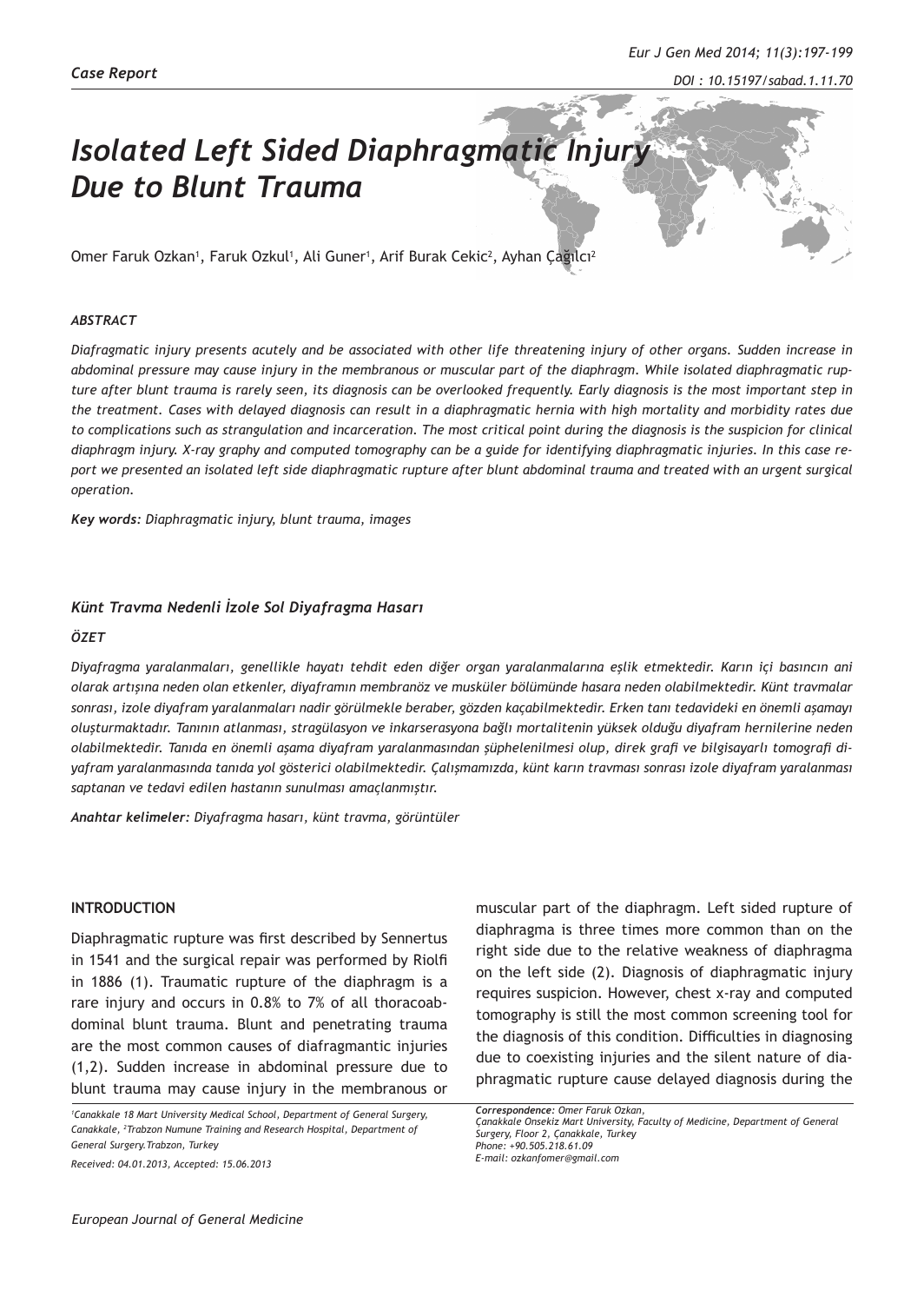*Case Report*

# Isolated Left Sided Diaphragmatic Injury Due to Blunt Trauma

Omer Faruk Ozkan[1], Faruk Ozkul[1], Ali Guner[1], Arif Burak Cekic[2], Ayhan Çağılcı[2]

### ABSTRACT

*Diafragmatic injury presents acutely and be associated with other life threatening injury of other organs. Sudden increase in abdominal pressure may cause injury in the membranous or muscular part of the diaphragm. While isolated diaphragmatic rupture after blunt trauma is rarely seen, its diagnosis can be overlooked frequently. Early diagnosis is the most important step in the treatment. Cases with delayed diagnosis can result in a diaphragmatic hernia with high mortality and morbidity rates due to complications such as strangulation and incarceration. The most critical point during the diagnosis is the suspicion for clinical diaphragm injury. X-ray graphy and computed tomography can be a guide for identifying diaphragmatic injuries. In this case report we presented an isolated left side diaphragmatic rupture after blunt abdominal trauma and treated with an urgent surgical operation.*

***Key words:*** *Diaphragmatic injury, blunt trauma, images*

### Künt Travma Nedenli İzole Sol Diyafragma Hasarı

### ÖZET

*Diyafragma yaralanmaları, genellikle hayatı tehdit eden diğer organ yaralanmalarına eşlik etmektedir. Karın içi basıncın ani olarak artışına neden olan etkenler, diyaframın membranöz ve musküler bölümünde hasara neden olabilmektedir. Künt travmalar sonrası, izole diyafram yaralanmaları nadir görülmekle beraber, gözden kaçabilmektedir. Erken tanı tedavideki en önemli aşamayı oluşturmaktadır. Tanının atlanması, stragülasyon ve inkarserasyona bağlı mortalitenin yüksek olduğu diyafram hernilerine neden olabilmektedir. Tanıda en önemli aşama diyafram yaralanmasından şüphelenilmesi olup, direk grafi ve bilgisayarlı tomografi diyafram yaralanmasında tanıda yol gösterici olabilmektedir. Çalışmamızda, künt karın travması sonrası izole diyafram yaralanması saptanan ve tedavi edilen hastanın sunulması amaçlanmıştır.*

***Anahtar kelimeler:*** *Diyafragma hasarı, künt travma, görüntüler*

## INTRODUCTION

Diaphragmatic rupture was first described by Sennertus in 1541 and the surgical repair was performed by Riolfi in 1886 (1). Traumatic rupture of the diaphragm is a rare injury and occurs in 0.8% to 7% of all thoracoabdominal blunt trauma. Blunt and penetrating trauma are the most common causes of diafragmantic injuries (1,2). Sudden increase in abdominal pressure due to blunt trauma may cause injury in the membranous or muscular part of the diaphragm. Left sided rupture of diaphragma is three times more common than on the right side due to the relative weakness of diaphragma on the left side (2). Diagnosis of diaphragmatic injury requires suspicion. However, chest x-ray and computed tomography is still the most common screening tool for the diagnosis of this condition. Difficulties in diagnosing due to coexisting injuries and the silent nature of diaphragmatic rupture cause delayed diagnosis during the

[1]Canakkale 18 Mart University Medical School, Department of General Surgery, Canakkale, [2]Trabzon Numune Training and Research Hospital, Department of General Surgery.Trabzon, Turkey

Received: 04.01.2013, Accepted: 15.06.2013

*Correspondence:* Omer Faruk Ozkan,
Çanakkale Onsekiz Mart University, Faculty of Medicine, Department of General Surgery, Floor 2, Çanakkale, Turkey
Phone: +90.505.218.61.09
E-mail: ozkanfomer@gmail.com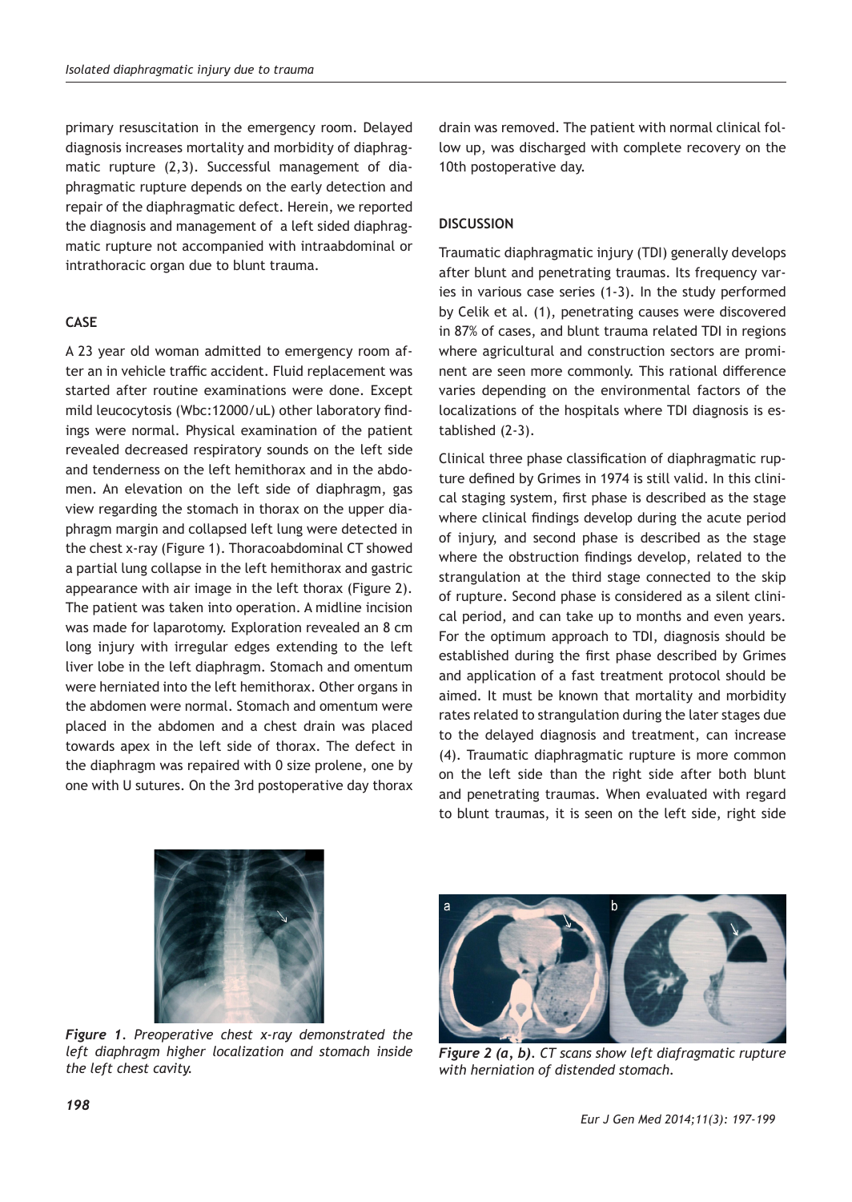primary resuscitation in the emergency room. Delayed diagnosis increases mortality and morbidity of diaphragmatic rupture (2,3). Successful management of diaphragmatic rupture depends on the early detection and repair of the diaphragmatic defect. Herein, we reported the diagnosis and management of a left sided diaphragmatic rupture not accompanied with intraabdominal or intrathoracic organ due to blunt trauma.

## CASE

A 23 year old woman admitted to emergency room after an in vehicle traffic accident. Fluid replacement was started after routine examinations were done. Except mild leucocytosis (Wbc:12000/uL) other laboratory findings were normal. Physical examination of the patient revealed decreased respiratory sounds on the left side and tenderness on the left hemithorax and in the abdomen. An elevation on the left side of diaphragm, gas view regarding the stomach in thorax on the upper diaphragm margin and collapsed left lung were detected in the chest x-ray (Figure 1). Thoracoabdominal CT showed a partial lung collapse in the left hemithorax and gastric appearance with air image in the left thorax (Figure 2). The patient was taken into operation. A midline incision was made for laparotomy. Exploration revealed an 8 cm long injury with irregular edges extending to the left liver lobe in the left diaphragm. Stomach and omentum were herniated into the left hemithorax. Other organs in the abdomen were normal. Stomach and omentum were placed in the abdomen and a chest drain was placed towards apex in the left side of thorax. The defect in the diaphragm was repaired with 0 size prolene, one by one with U sutures. On the 3rd postoperative day thorax drain was removed. The patient with normal clinical follow up, was discharged with complete recovery on the 10th postoperative day.

## DISCUSSION

Traumatic diaphragmatic injury (TDI) generally develops after blunt and penetrating traumas. Its frequency varies in various case series (1-3). In the study performed by Celik et al. (1), penetrating causes were discovered in 87% of cases, and blunt trauma related TDI in regions where agricultural and construction sectors are prominent are seen more commonly. This rational difference varies depending on the environmental factors of the localizations of the hospitals where TDI diagnosis is established (2-3).

Clinical three phase classification of diaphragmatic rupture defined by Grimes in 1974 is still valid. In this clinical staging system, first phase is described as the stage where clinical findings develop during the acute period of injury, and second phase is described as the stage where the obstruction findings develop, related to the strangulation at the third stage connected to the skip of rupture. Second phase is considered as a silent clinical period, and can take up to months and even years. For the optimum approach to TDI, diagnosis should be established during the first phase described by Grimes and application of a fast treatment protocol should be aimed. It must be known that mortality and morbidity rates related to strangulation during the later stages due to the delayed diagnosis and treatment, can increase (4). Traumatic diaphragmatic rupture is more common on the left side than the right side after both blunt and penetrating traumas. When evaluated with regard to blunt traumas, it is seen on the left side, right side

*Figure 1. Preoperative chest x-ray demonstrated the left diaphragm higher localization and stomach inside the left chest cavity.*

*Figure 2 (a, b). CT scans show left diafragmatic rupture with herniation of distended stomach.*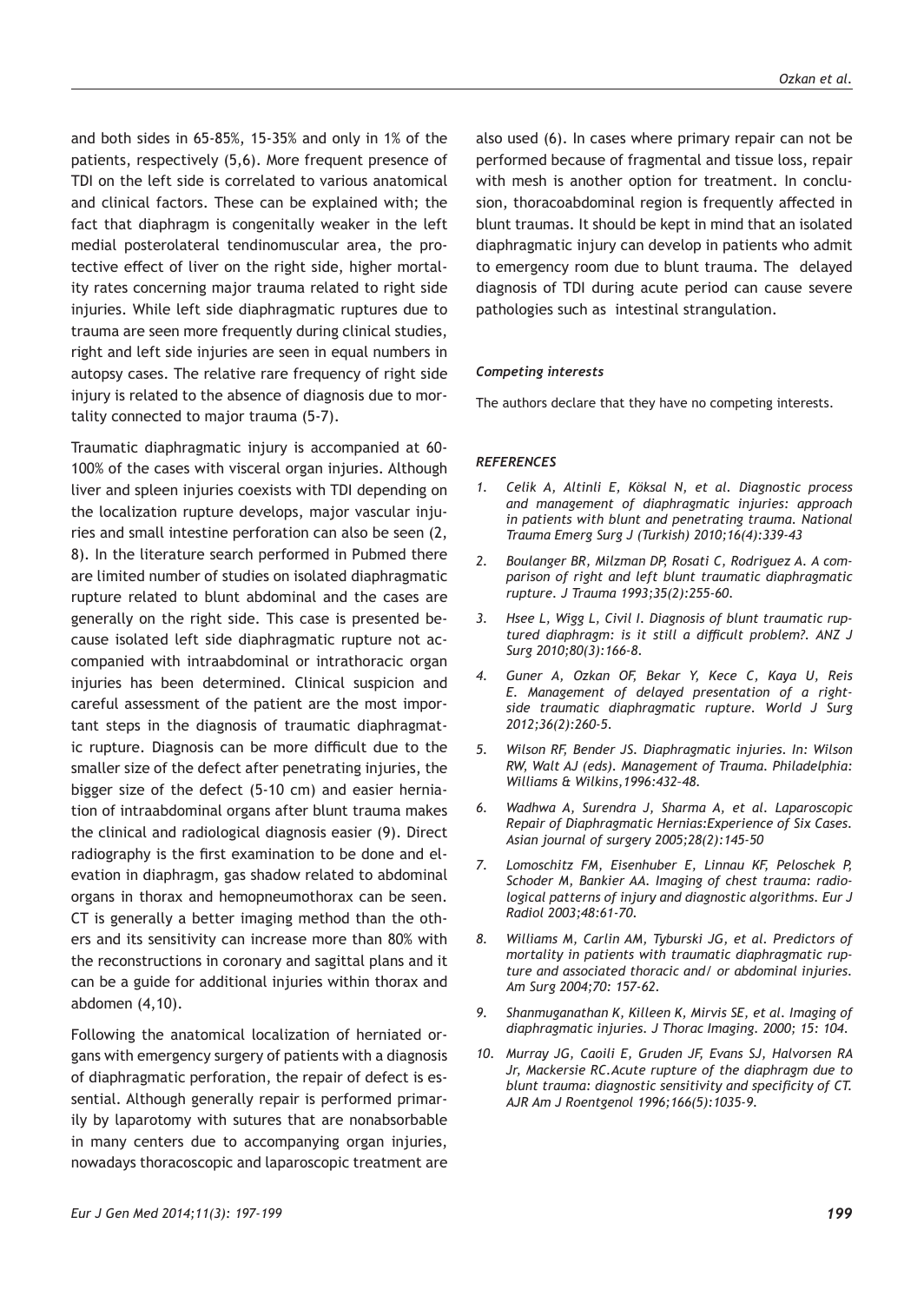and both sides in 65-85%, 15-35% and only in 1% of the patients, respectively (5,6). More frequent presence of TDI on the left side is correlated to various anatomical and clinical factors. These can be explained with; the fact that diaphragm is congenitally weaker in the left medial posterolateral tendinomuscular area, the protective effect of liver on the right side, higher mortality rates concerning major trauma related to right side injuries. While left side diaphragmatic ruptures due to trauma are seen more frequently during clinical studies, right and left side injuries are seen in equal numbers in autopsy cases. The relative rare frequency of right side injury is related to the absence of diagnosis due to mortality connected to major trauma (5-7).

Traumatic diaphragmatic injury is accompanied at 60-100% of the cases with visceral organ injuries. Although liver and spleen injuries coexists with TDI depending on the localization rupture develops, major vascular injuries and small intestine perforation can also be seen (2, 8). In the literature search performed in Pubmed there are limited number of studies on isolated diaphragmatic rupture related to blunt abdominal and the cases are generally on the right side. This case is presented because isolated left side diaphragmatic rupture not accompanied with intraabdominal or intrathoracic organ injuries has been determined. Clinical suspicion and careful assessment of the patient are the most important steps in the diagnosis of traumatic diaphragmatic rupture. Diagnosis can be more difficult due to the smaller size of the defect after penetrating injuries, the bigger size of the defect (5-10 cm) and easier herniation of intraabdominal organs after blunt trauma makes the clinical and radiological diagnosis easier (9). Direct radiography is the first examination to be done and elevation in diaphragm, gas shadow related to abdominal organs in thorax and hemopneumothorax can be seen. CT is generally a better imaging method than the others and its sensitivity can increase more than 80% with the reconstructions in coronary and sagittal plans and it can be a guide for additional injuries within thorax and abdomen (4,10).

Following the anatomical localization of herniated organs with emergency surgery of patients with a diagnosis of diaphragmatic perforation, the repair of defect is essential. Although generally repair is performed primarily by laparotomy with sutures that are nonabsorbable in many centers due to accompanying organ injuries, nowadays thoracoscopic and laparoscopic treatment are also used (6). In cases where primary repair can not be performed because of fragmental and tissue loss, repair with mesh is another option for treatment. In conclusion, thoracoabdominal region is frequently affected in blunt traumas. It should be kept in mind that an isolated diaphragmatic injury can develop in patients who admit to emergency room due to blunt trauma. The delayed diagnosis of TDI during acute period can cause severe pathologies such as intestinal strangulation.

***Competing interests***

The authors declare that they have no competing interests.

***REFERENCES***

1. *Celik A, Altinli E, Köksal N, et al. Diagnostic process and management of diaphragmatic injuries: approach in patients with blunt and penetrating trauma. National Trauma Emerg Surg J (Turkish) 2010;16(4):339-43*
2. *Boulanger BR, Milzman DP, Rosati C, Rodriguez A. A comparison of right and left blunt traumatic diaphragmatic rupture. J Trauma 1993;35(2):255-60.*
3. *Hsee L, Wigg L, Civil I. Diagnosis of blunt traumatic ruptured diaphragm: is it still a difficult problem?. ANZ J Surg 2010;80(3):166-8.*
4. *Guner A, Ozkan OF, Bekar Y, Kece C, Kaya U, Reis E. Management of delayed presentation of a right-side traumatic diaphragmatic rupture. World J Surg 2012;36(2):260-5.*
5. *Wilson RF, Bender JS. Diaphragmatic injuries. In: Wilson RW, Walt AJ (eds). Management of Trauma. Philadelphia: Williams & Wilkins,1996:432-48.*
6. *Wadhwa A, Surendra J, Sharma A, et al. Laparoscopic Repair of Diaphragmatic Hernias:Experience of Six Cases. Asian journal of surgery 2005;28(2):145-50*
7. *Lomoschitz FM, Eisenhuber E, Linnau KF, Peloschek P, Schoder M, Bankier AA. Imaging of chest trauma: radiological patterns of injury and diagnostic algorithms. Eur J Radiol 2003;48:61-70.*
8. *Williams M, Carlin AM, Tyburski JG, et al. Predictors of mortality in patients with traumatic diaphragmatic rupture and associated thoracic and/ or abdominal injuries. Am Surg 2004;70: 157-62.*
9. *Shanmuganathan K, Killeen K, Mirvis SE, et al. Imaging of diaphragmatic injuries. J Thorac Imaging. 2000; 15: 104.*
10. *Murray JG, Caoili E, Gruden JF, Evans SJ, Halvorsen RA Jr, Mackersie RC.Acute rupture of the diaphragm due to blunt trauma: diagnostic sensitivity and specificity of CT. AJR Am J Roentgenol 1996;166(5):1035-9.*